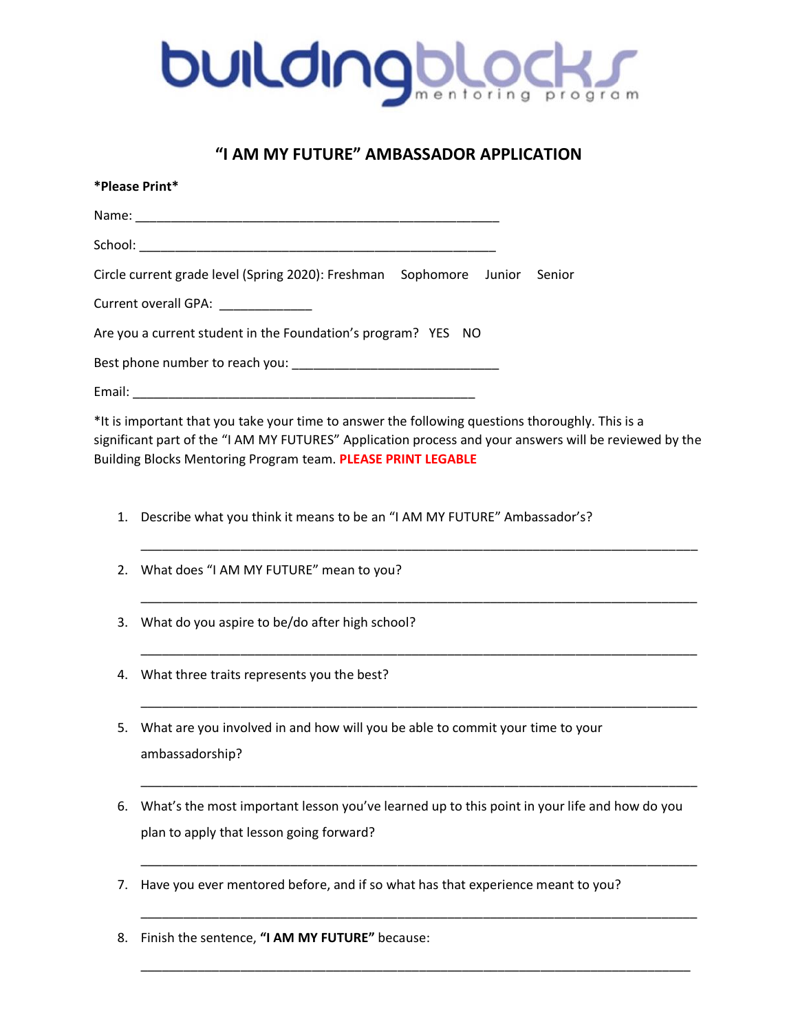buildingblocks mentoring program

# "I AM MY FUTURE" AMBASSADOR APPLICATION

**\*Please Print\***

Name: ___________________________________________________

School: __________________________________________________

Circle current grade level (Spring 2020): Freshman   Sophomore   Junior   Senior

Current overall GPA: _____________

Are you a current student in the Foundation's program?   YES   NO

Best phone number to reach you: ____________________________

Email: ______________________________________________

\*It is important that you take your time to answer the following questions thoroughly. This is a significant part of the "I AM MY FUTURES" Application process and your answers will be reviewed by the Building Blocks Mentoring Program team. **PLEASE PRINT LEGABLE**

1. Describe what you think it means to be an "I AM MY FUTURE" Ambassador's?

   ___________________________________________________________________________

2. What does "I AM MY FUTURE" mean to you?

   ___________________________________________________________________________

3. What do you aspire to be/do after high school?

   ___________________________________________________________________________

4. What three traits represents you the best?

   ___________________________________________________________________________

5. What are you involved in and how will you be able to commit your time to your ambassadorship?

   ___________________________________________________________________________

6. What's the most important lesson you've learned up to this point in your life and how do you plan to apply that lesson going forward?

   ___________________________________________________________________________

7. Have you ever mentored before, and if so what has that experience meant to you?

   ___________________________________________________________________________

8. Finish the sentence, **"I AM MY FUTURE"** because:

   ___________________________________________________________________________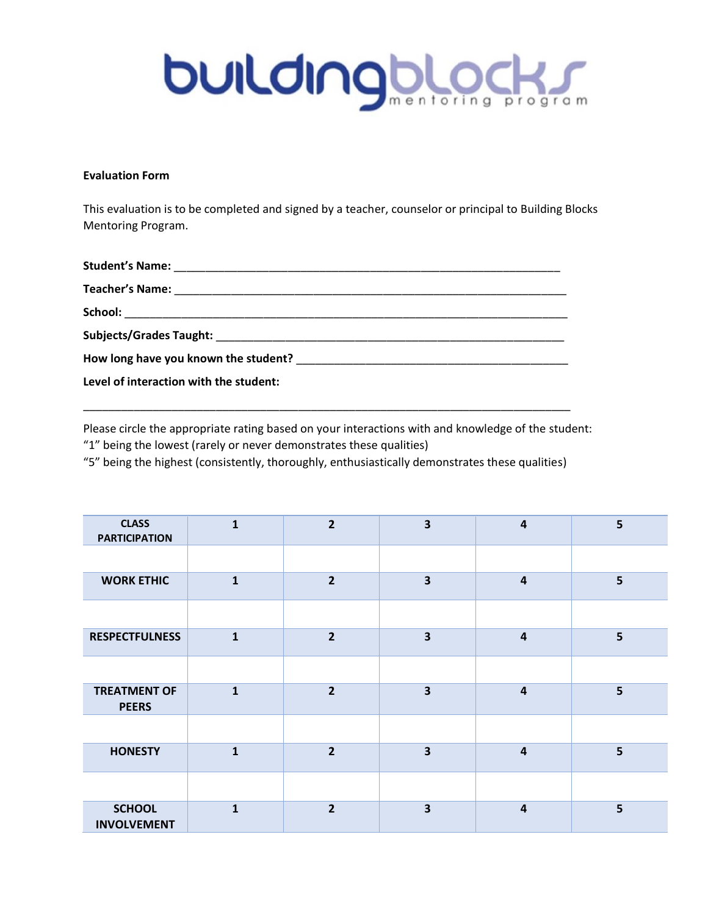# buildingblocks mentoring program

**Evaluation Form**

This evaluation is to be completed and signed by a teacher, counselor or principal to Building Blocks Mentoring Program.

**Student's Name:** ___________________________________________________________________

**Teacher's Name:** ___________________________________________________________________

**School:** ___________________________________________________________________________

**Subjects/Grades Taught:** ______________________________________________________________

**How long have you known the student?** _____________________________________________

**Level of interaction with the student:**

_______________________________________________________________________________________

Please circle the appropriate rating based on your interactions with and knowledge of the student:
"1" being the lowest (rarely or never demonstrates these qualities)
"5" being the highest (consistently, thoroughly, enthusiastically demonstrates these qualities)

| CLASS PARTICIPATION | 1 | 2 | 3 | 4 | 5 |
|---|---|---|---|---|---|
| | | | | | |
| WORK ETHIC | 1 | 2 | 3 | 4 | 5 |
| | | | | | |
| RESPECTFULNESS | 1 | 2 | 3 | 4 | 5 |
| | | | | | |
| TREATMENT OF PEERS | 1 | 2 | 3 | 4 | 5 |
| | | | | | |
| HONESTY | 1 | 2 | 3 | 4 | 5 |
| | | | | | |
| SCHOOL INVOLVEMENT | 1 | 2 | 3 | 4 | 5 |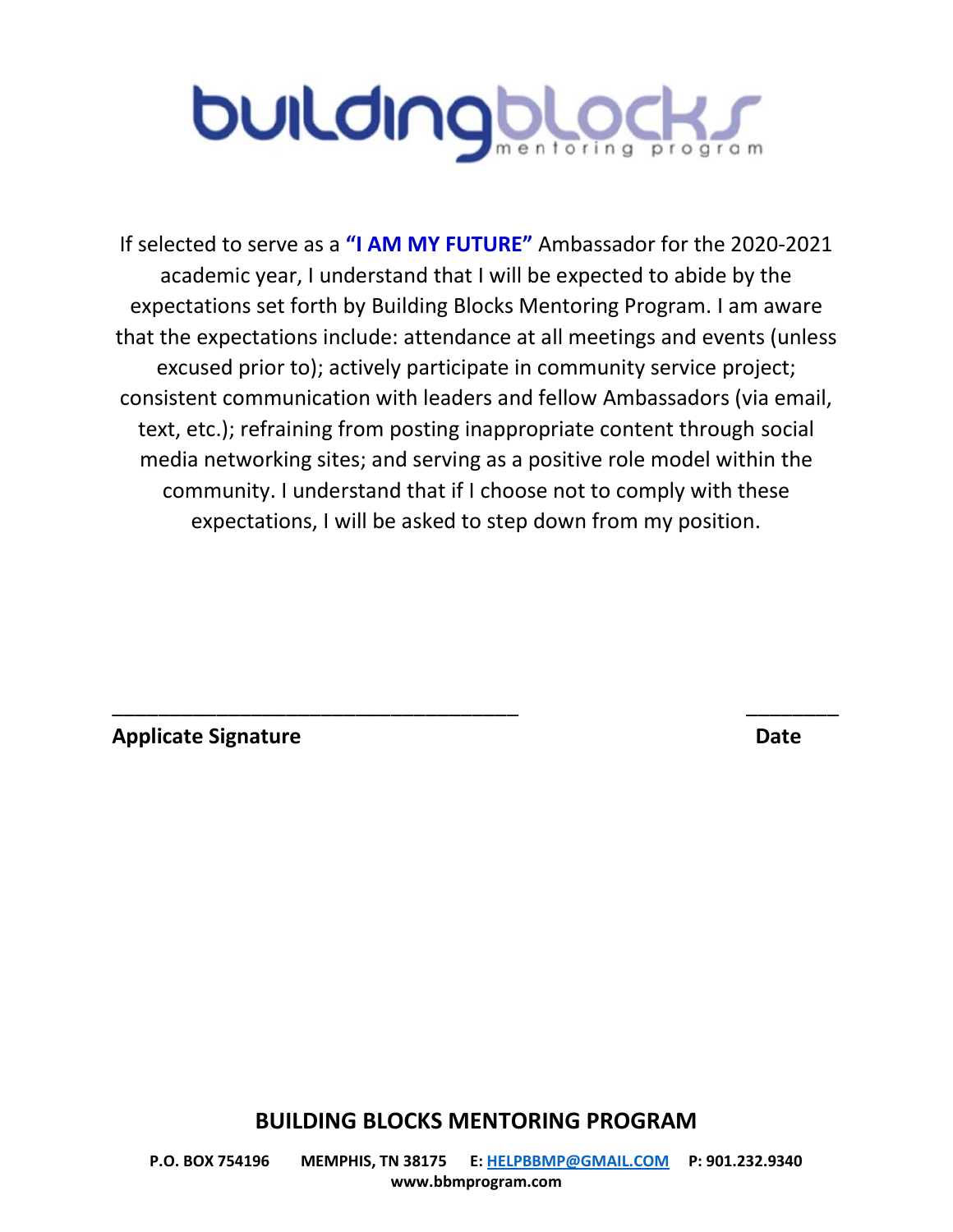buildingblocks mentoring program

If selected to serve as a **"I AM MY FUTURE"** Ambassador for the 2020-2021 academic year, I understand that I will be expected to abide by the expectations set forth by Building Blocks Mentoring Program. I am aware that the expectations include: attendance at all meetings and events (unless excused prior to); actively participate in community service project; consistent communication with leaders and fellow Ambassadors (via email, text, etc.); refraining from posting inappropriate content through social media networking sites; and serving as a positive role model within the community. I understand that if I choose not to comply with these expectations, I will be asked to step down from my position.

___________________________________ ________

**Applicate Signature** **Date**

**BUILDING BLOCKS MENTORING PROGRAM**

**P.O. BOX 754196 MEMPHIS, TN 38175 E: HELPBBMP@GMAIL.COM P: 901.232.9340**
**www.bbmprogram.com**